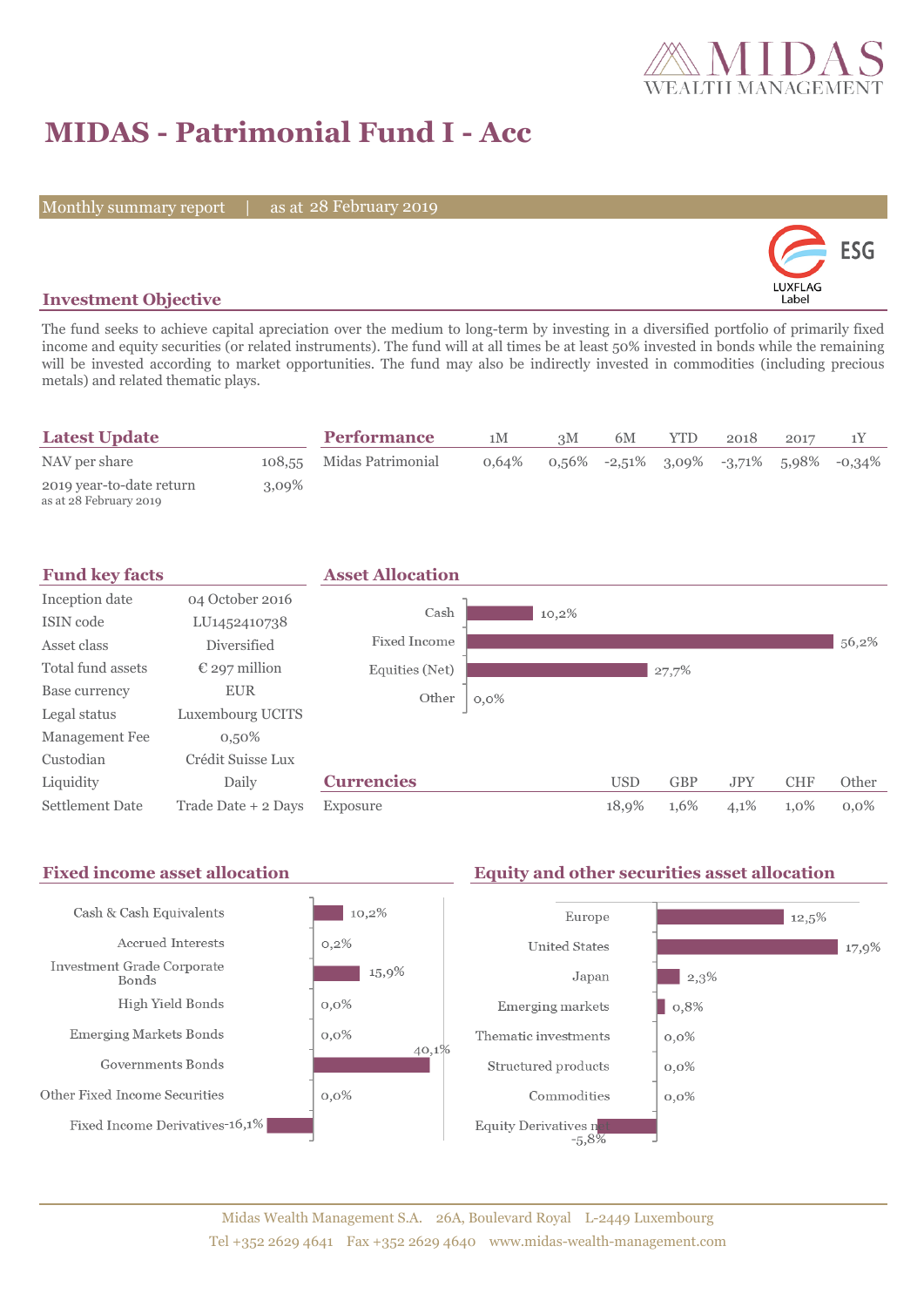# MIDAS - Patrimonial Fund I - Acc

Monthly summary report | as at 28 February 2019

## Investment Objective

The fund seeks to achieve capital apreciation over the medium to long-term by investing in a diversified portfolio of primarily fixed income and equity securities (or related instruments). The fund will at all times be at least 50% invested in bonds while the remaining will be invested according to market opportunities. The fund may also be indirectly invested in commodities (including precious metals) and related thematic plays.

## Latest Update

| | |
|---|---|
| NAV per share | 108,55 |
| 2019 year-to-date return<br>as at 28 February 2019 | 3,09% |

## Performance

| | 1M | 3M | 6M | YTD | 2018 | 2017 | 1Y |
|---|---|---|---|---|---|---|---|
| Midas Patrimonial | 0,64% | 0,56% | -2,51% | 3,09% | -3,71% | 5,98% | -0,34% |

## Fund key facts

| | |
|---|---|
| Inception date | 04 October 2016 |
| ISIN code | LU1452410738 |
| Asset class | Diversified |
| Total fund assets | € 297 million |
| Base currency | EUR |
| Legal status | Luxembourg UCITS |
| Management Fee | 0,50% |
| Custodian | Crédit Suisse Lux |
| Liquidity | Daily |
| Settlement Date | Trade Date + 2 Days |

## Asset Allocation

| | |
|---|---|
| Cash | 10,2% |
| Fixed Income | 56,2% |
| Equities (Net) | 27,7% |
| Other | 0,0% |

## Currencies

| | USD | GBP | JPY | CHF | Other |
|---|---|---|---|---|---|
| Exposure | 18,9% | 1,6% | 4,1% | 1,0% | 0,0% |

## Fixed income asset allocation

| | |
|---|---|
| Cash & Cash Equivalents | 10,2% |
| Accrued Interests | 0,2% |
| Investment Grade Corporate Bonds | 15,9% |
| High Yield Bonds | 0,0% |
| Emerging Markets Bonds | 0,0% |
| Governments Bonds | 40,1% |
| Other Fixed Income Securities | 0,0% |
| Fixed Income Derivatives | -16,1% |

## Equity and other securities asset allocation

| | |
|---|---|
| Europe | 12,5% |
| United States | 17,9% |
| Japan | 2,3% |
| Emerging markets | 0,8% |
| Thematic investments | 0,0% |
| Structured products | 0,0% |
| Commodities | 0,0% |
| Equity Derivatives net | -5,8% |

Midas Wealth Management S.A. 26A, Boulevard Royal L-2449 Luxembourg
Tel +352 2629 4641 Fax +352 2629 4640 www.midas-wealth-management.com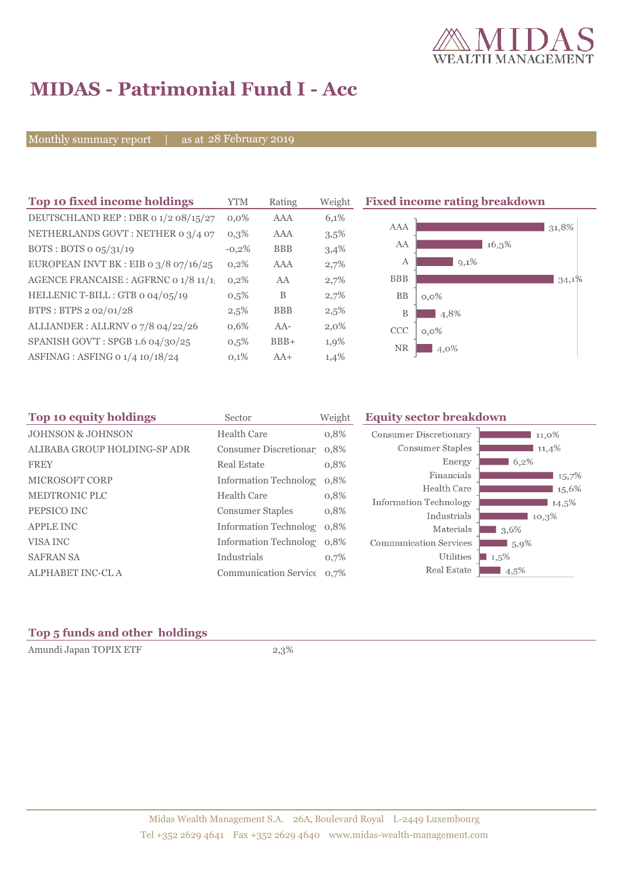# MIDAS - Patrimonial Fund I - Acc

Monthly summary report | as at 28 February 2019

## Top 10 fixed income holdings

| Top 10 fixed income holdings | YTM | Rating | Weight |
|---|---|---|---|
| DEUTSCHLAND REP : DBR 0 1/2 08/15/27 | 0,0% | AAA | 6,1% |
| NETHERLANDS GOVT : NETHER 0 3/4 07 | 0,3% | AAA | 3,5% |
| BOTS : BOTS 0 05/31/19 | -0,2% | BBB | 3,4% |
| EUROPEAN INVT BK : EIB 0 3/8 07/16/25 | 0,2% | AAA | 2,7% |
| AGENCE FRANCAISE : AGFRNC 0 1/8 11/1 | 0,2% | AA | 2,7% |
| HELLENIC T-BILL : GTB 0 04/05/19 | 0,5% | B | 2,7% |
| BTPS : BTPS 2 02/01/28 | 2,5% | BBB | 2,5% |
| ALLIANDER : ALLRNV 0 7/8 04/22/26 | 0,6% | AA- | 2,0% |
| SPANISH GOV'T : SPGB 1.6 04/30/25 | 0,5% | BBB+ | 1,9% |
| ASFINAG : ASFING 0 1/4 10/18/24 | 0,1% | AA+ | 1,4% |

## Fixed income rating breakdown

| Rating | Weight |
|---|---|
| AAA | 31,8% |
| AA | 16,3% |
| A | 9,1% |
| BBB | 34,1% |
| BB | 0,0% |
| B | 4,8% |
| CCC | 0,0% |
| NR | 4,0% |

## Top 10 equity holdings

| Top 10 equity holdings | Sector | Weight |
|---|---|---|
| JOHNSON & JOHNSON | Health Care | 0,8% |
| ALIBABA GROUP HOLDING-SP ADR | Consumer Discretionar | 0,8% |
| FREY | Real Estate | 0,8% |
| MICROSOFT CORP | Information Technolog | 0,8% |
| MEDTRONIC PLC | Health Care | 0,8% |
| PEPSICO INC | Consumer Staples | 0,8% |
| APPLE INC | Information Technolog | 0,8% |
| VISA INC | Information Technolog | 0,8% |
| SAFRAN SA | Industrials | 0,7% |
| ALPHABET INC-CL A | Communication Service | 0,7% |

## Equity sector breakdown

| Sector | Weight |
|---|---|
| Consumer Discretionary | 11,0% |
| Consumer Staples | 11,4% |
| Energy | 6,2% |
| Financials | 15,7% |
| Health Care | 15,6% |
| Information Technology | 14,5% |
| Industrials | 10,3% |
| Materials | 3,6% |
| Communication Services | 5,9% |
| Utilities | 1,5% |
| Real Estate | 4,5% |

## Top 5 funds and other holdings

| Top 5 funds and other holdings | Weight |
|---|---|
| Amundi Japan TOPIX ETF | 2,3% |

Midas Wealth Management S.A. 26A, Boulevard Royal L-2449 Luxembourg
Tel +352 2629 4641 Fax +352 2629 4640 www.midas-wealth-management.com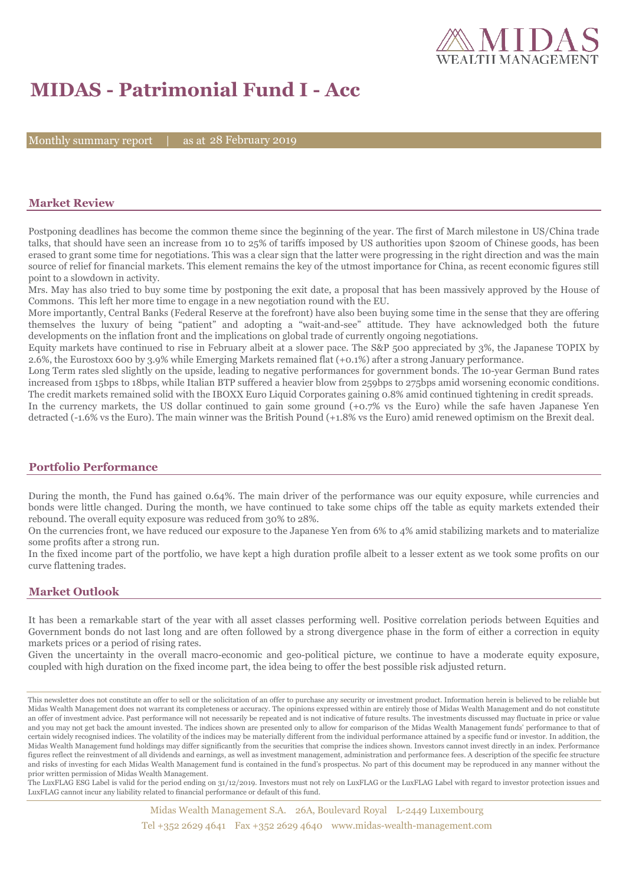# MIDAS - Patrimonial Fund I - Acc

Monthly summary report | as at 28 February 2019

## Market Review

Postponing deadlines has become the common theme since the beginning of the year. The first of March milestone in US/China trade talks, that should have seen an increase from 10 to 25% of tariffs imposed by US authorities upon $200m of Chinese goods, has been erased to grant some time for negotiations. This was a clear sign that the latter were progressing in the right direction and was the main source of relief for financial markets. This element remains the key of the utmost importance for China, as recent economic figures still point to a slowdown in activity.
Mrs. May has also tried to buy some time by postponing the exit date, a proposal that has been massively approved by the House of Commons. This left her more time to engage in a new negotiation round with the EU.
More importantly, Central Banks (Federal Reserve at the forefront) have also been buying some time in the sense that they are offering themselves the luxury of being "patient" and adopting a "wait-and-see" attitude. They have acknowledged both the future developments on the inflation front and the implications on global trade of currently ongoing negotiations.
Equity markets have continued to rise in February albeit at a slower pace. The S&P 500 appreciated by 3%, the Japanese TOPIX by 2.6%, the Eurostoxx 600 by 3.9% while Emerging Markets remained flat (+0.1%) after a strong January performance.
Long Term rates sled slightly on the upside, leading to negative performances for government bonds. The 10-year German Bund rates increased from 15bps to 18bps, while Italian BTP suffered a heavier blow from 259bps to 275bps amid worsening economic conditions. The credit markets remained solid with the IBOXX Euro Liquid Corporates gaining 0.8% amid continued tightening in credit spreads.
In the currency markets, the US dollar continued to gain some ground (+0.7% vs the Euro) while the safe haven Japanese Yen detracted (-1.6% vs the Euro). The main winner was the British Pound (+1.8% vs the Euro) amid renewed optimism on the Brexit deal.

## Portfolio Performance

During the month, the Fund has gained 0.64%. The main driver of the performance was our equity exposure, while currencies and bonds were little changed. During the month, we have continued to take some chips off the table as equity markets extended their rebound. The overall equity exposure was reduced from 30% to 28%.
On the currencies front, we have reduced our exposure to the Japanese Yen from 6% to 4% amid stabilizing markets and to materialize some profits after a strong run.
In the fixed income part of the portfolio, we have kept a high duration profile albeit to a lesser extent as we took some profits on our curve flattening trades.

## Market Outlook

It has been a remarkable start of the year with all asset classes performing well. Positive correlation periods between Equities and Government bonds do not last long and are often followed by a strong divergence phase in the form of either a correction in equity markets prices or a period of rising rates.
Given the uncertainty in the overall macro-economic and geo-political picture, we continue to have a moderate equity exposure, coupled with high duration on the fixed income part, the idea being to offer the best possible risk adjusted return.

This newsletter does not constitute an offer to sell or the solicitation of an offer to purchase any security or investment product. Information herein is believed to be reliable but Midas Wealth Management does not warrant its completeness or accuracy. The opinions expressed within are entirely those of Midas Wealth Management and do not constitute an offer of investment advice. Past performance will not necessarily be repeated and is not indicative of future results. The investments discussed may fluctuate in price or value and you may not get back the amount invested. The indices shown are presented only to allow for comparison of the Midas Wealth Management funds' performance to that of certain widely recognised indices. The volatility of the indices may be materially different from the individual performance attained by a specific fund or investor. In addition, the Midas Wealth Management fund holdings may differ significantly from the securities that comprise the indices shown. Investors cannot invest directly in an index. Performance figures reflect the reinvestment of all dividends and earnings, as well as investment management, administration and performance fees. A description of the specific fee structure and risks of investing for each Midas Wealth Management fund is contained in the fund's prospectus. No part of this document may be reproduced in any manner without the prior written permission of Midas Wealth Management.
The LuxFLAG ESG Label is valid for the period ending on 31/12/2019. Investors must not rely on LuxFLAG or the LuxFLAG Label with regard to investor protection issues and LuxFLAG cannot incur any liability related to financial performance or default of this fund.

Midas Wealth Management S.A. 26A, Boulevard Royal L-2449 Luxembourg
Tel +352 2629 4641 Fax +352 2629 4640 www.midas-wealth-management.com